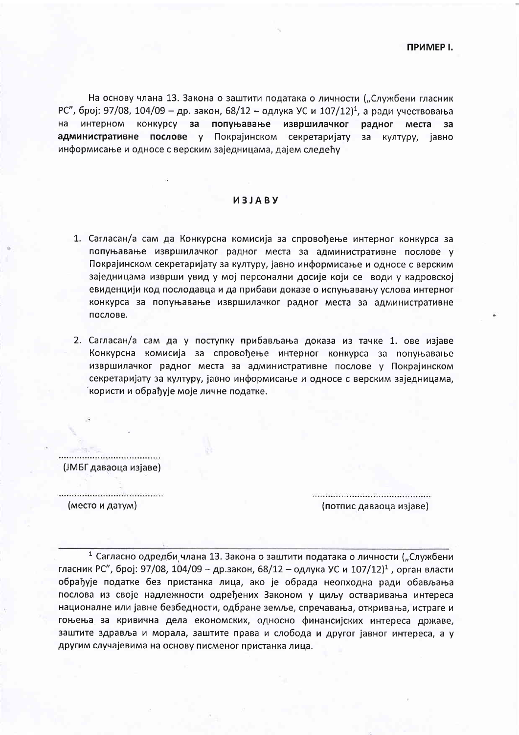**ПРИМЕР I.**

На основу члана 13. Закона о заштити података о личности („Службени гласник РС", број: 97/08, 104/09 – др. закон, 68/12 – одлука УС и 107/12)[1], а ради учествовања на интерном конкурсу **за попуњавање извршилачког радног места за административне послове** у Покрајинском секретаријату за културу, јавно информисање и односе с верским заједницама, дајем следећу

# ИЗЈАВУ

1. Сагласан/а сам да Конкурсна комисија за спровођење интерног конкурса за попуњавање извршилачког радног места за административне послове у Покрајинском секретаријату за културу, јавно информисање и односе с верским заједницама изврши увид у мој персонални досије који се води у кадровској евиденцији код послодавца и да прибави доказе о испуњавању услова интерног конкурса за попуњавање извршилачког радног места за административне послове.

2. Сагласан/а сам да у поступку прибављања доказа из тачке 1. ове изјаве Конкурсна комисија за спровођење интерног конкурса за попуњавање извршилачког радног места за административне послове у Покрајинском секретаријату за културу, јавно информисање и односе с верским заједницама, користи и обрађује моје личне податке.

.....................................
(ЈМБГ даваоца изјаве)

.....................................
(место и датум)

..........................................
(потпис даваоца изјаве)

---

[1] Сагласно одредби члана 13. Закона о заштити података о личности („Службени гласник РС", број: 97/08, 104/09 – др.закон, 68/12 – одлука УС и 107/12)[1], орган власти обрађује податке без пристанка лица, ако је обрада неопходна ради обављања послова из своје надлежности одређених Законом у циљу остваривања интереса националне или јавне безбедности, одбране земље, спречавања, откривања, истраге и гоњења за кривична дела економских, односно финансијских интереса државе, заштите здравља и морала, заштите права и слобода и другог јавног интереса, а у другим случајевима на основу писменог пристанка лица.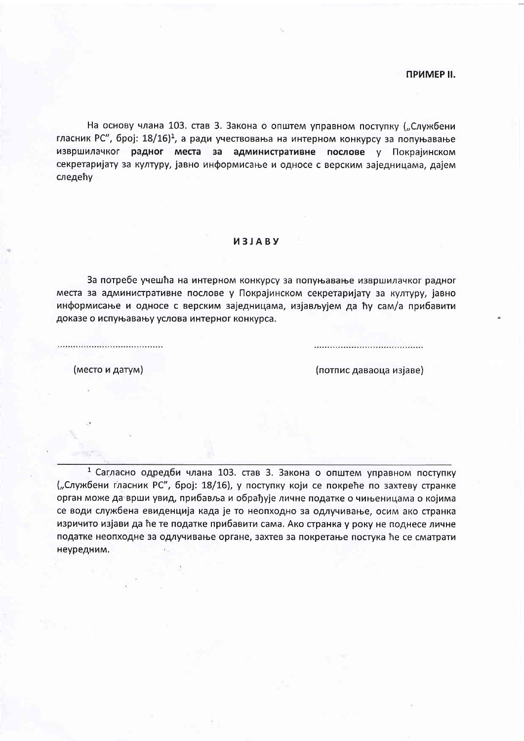**ПРИМЕР II.**

На основу члана 103. став 3. Закона о општем управном поступку („Службени гласник РС", број: 18/16)[1], а ради учествовања на интерном конкурсу за попуњавање извршилачког **радног места за административне послове** у Покрајинском секретаријату за културу, јавно информисање и односе с верским заједницама, дајем следећу

**И З Ј А В У**

За потребе учешћа на интерном конкурсу за попуњавање извршилачког радног места за административне послове у Покрајинском секретаријату за културу, јавно информисање и односе с верским заједницама, изјављујем да ћу сам/а прибавити доказе о испуњавању услова интерног конкурса.

| | |
|---|---|
| ........................................ | ........................................ |
| (место и датум) | (потпис даваоца изјаве) |

---

[1] Сагласно одредби члана 103. став 3. Закона о општем управном поступку („Службени гласник РС", број: 18/16), у поступку који се покреће по захтеву странке орган може да врши увид, прибавља и обрађује личне податке о чињеницама о којима се води службена евиденција када је то неопходно за одлучивање, осим ако странка изричито изјави да ће те податке прибавити сама. Ако странка у року не поднесе личне податке неопходне за одлучивање органе, захтев за покретање постука ће се сматрати неуредним.